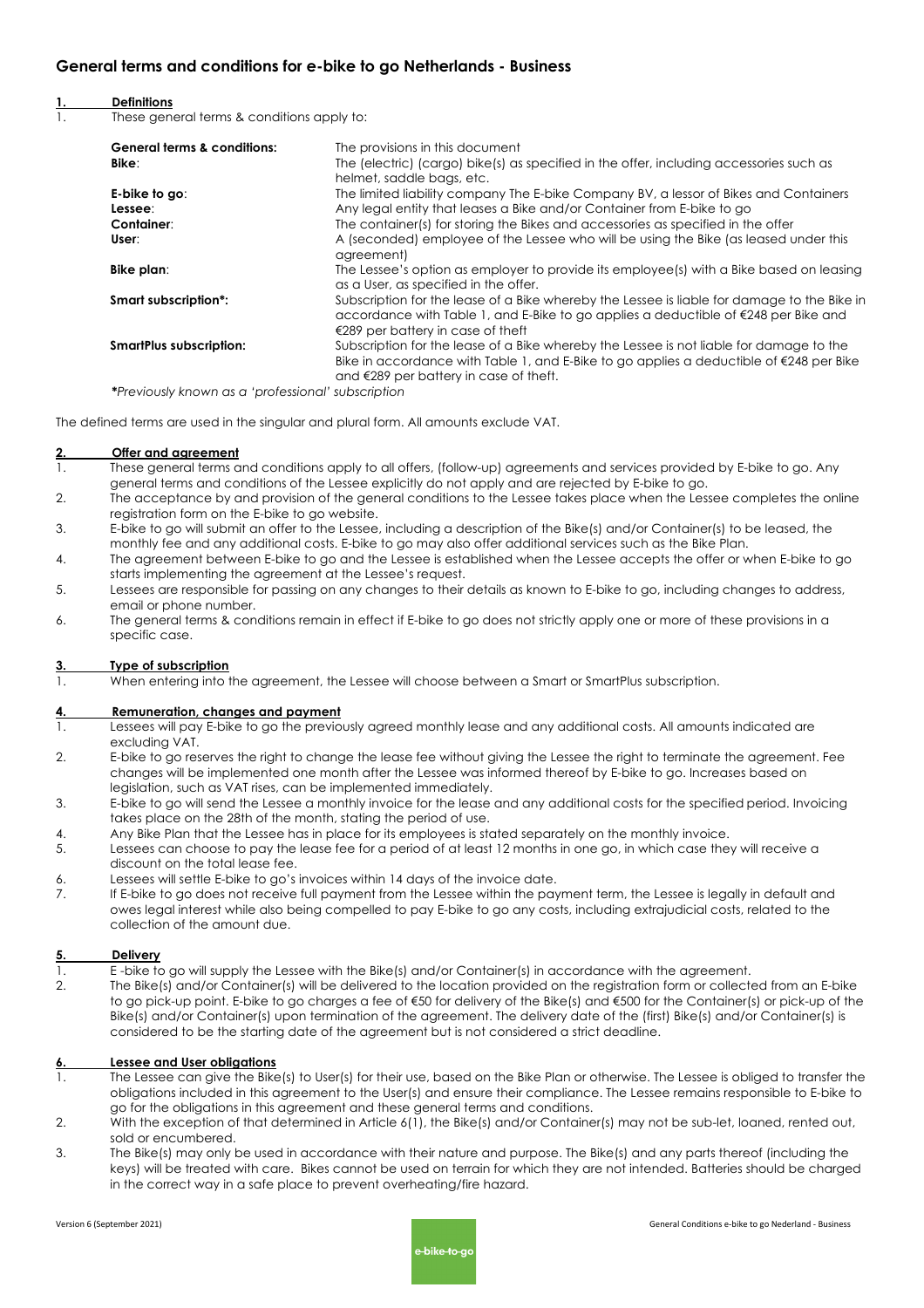# General terms and conditions for e-bike to go Netherlands - Business

## 1. Definitions

1. These general terms & conditions apply to:

| | |
|---|---|
| **General terms & conditions:** | The provisions in this document |
| **Bike**: | The (electric) (cargo) bike(s) as specified in the offer, including accessories such as helmet, saddle bags, etc. |
| **E-bike to go**: | The limited liability company The E-bike Company BV, a lessor of Bikes and Containers |
| **Lessee**: | Any legal entity that leases a Bike and/or Container from E-bike to go |
| **Container**: | The container(s) for storing the Bikes and accessories as specified in the offer |
| **User**: | A (seconded) employee of the Lessee who will be using the Bike (as leased under this agreement) |
| **Bike plan**: | The Lessee's option as employer to provide its employee(s) with a Bike based on leasing as a User, as specified in the offer. |
| **Smart subscription*:** | Subscription for the lease of a Bike whereby the Lessee is liable for damage to the Bike in accordance with Table 1, and E-Bike to go applies a deductible of €248 per Bike and €289 per battery in case of theft |
| **SmartPlus subscription:** | Subscription for the lease of a Bike whereby the Lessee is not liable for damage to the Bike in accordance with Table 1, and E-Bike to go applies a deductible of €248 per Bike and €289 per battery in case of theft. |

*\*Previously known as a 'professional' subscription*

The defined terms are used in the singular and plural form. All amounts exclude VAT.

## 2. Offer and agreement

1. These general terms and conditions apply to all offers, (follow-up) agreements and services provided by E-bike to go. Any general terms and conditions of the Lessee explicitly do not apply and are rejected by E-bike to go.
2. The acceptance by and provision of the general conditions to the Lessee takes place when the Lessee completes the online registration form on the E-bike to go website.
3. E-bike to go will submit an offer to the Lessee, including a description of the Bike(s) and/or Container(s) to be leased, the monthly fee and any additional costs. E-bike to go may also offer additional services such as the Bike Plan.
4. The agreement between E-bike to go and the Lessee is established when the Lessee accepts the offer or when E-bike to go starts implementing the agreement at the Lessee's request.
5. Lessees are responsible for passing on any changes to their details as known to E-bike to go, including changes to address, email or phone number.
6. The general terms & conditions remain in effect if E-bike to go does not strictly apply one or more of these provisions in a specific case.

## 3. Type of subscription

1. When entering into the agreement, the Lessee will choose between a Smart or SmartPlus subscription.

## 4. Remuneration, changes and payment

1. Lessees will pay E-bike to go the previously agreed monthly lease and any additional costs. All amounts indicated are excluding VAT.
2. E-bike to go reserves the right to change the lease fee without giving the Lessee the right to terminate the agreement. Fee changes will be implemented one month after the Lessee was informed thereof by E-bike to go. Increases based on legislation, such as VAT rises, can be implemented immediately.
3. E-bike to go will send the Lessee a monthly invoice for the lease and any additional costs for the specified period. Invoicing takes place on the 28th of the month, stating the period of use.
4. Any Bike Plan that the Lessee has in place for its employees is stated separately on the monthly invoice.
5. Lessees can choose to pay the lease fee for a period of at least 12 months in one go, in which case they will receive a discount on the total lease fee.
6. Lessees will settle E-bike to go's invoices within 14 days of the invoice date.
7. If E-bike to go does not receive full payment from the Lessee within the payment term, the Lessee is legally in default and owes legal interest while also being compelled to pay E-bike to go any costs, including extrajudicial costs, related to the collection of the amount due.

## 5. Delivery

1. E -bike to go will supply the Lessee with the Bike(s) and/or Container(s) in accordance with the agreement.
2. The Bike(s) and/or Container(s) will be delivered to the location provided on the registration form or collected from an E-bike to go pick-up point. E-bike to go charges a fee of €50 for delivery of the Bike(s) and €500 for the Container(s) or pick-up of the Bike(s) and/or Container(s) upon termination of the agreement. The delivery date of the (first) Bike(s) and/or Container(s) is considered to be the starting date of the agreement but is not considered a strict deadline.

## 6. Lessee and User obligations

1. The Lessee can give the Bike(s) to User(s) for their use, based on the Bike Plan or otherwise. The Lessee is obliged to transfer the obligations included in this agreement to the User(s) and ensure their compliance. The Lessee remains responsible to E-bike to go for the obligations in this agreement and these general terms and conditions.
2. With the exception of that determined in Article 6(1), the Bike(s) and/or Container(s) may not be sub-let, loaned, rented out, sold or encumbered.
3. The Bike(s) may only be used in accordance with their nature and purpose. The Bike(s) and any parts thereof (including the keys) will be treated with care. Bikes cannot be used on terrain for which they are not intended. Batteries should be charged in the correct way in a safe place to prevent overheating/fire hazard.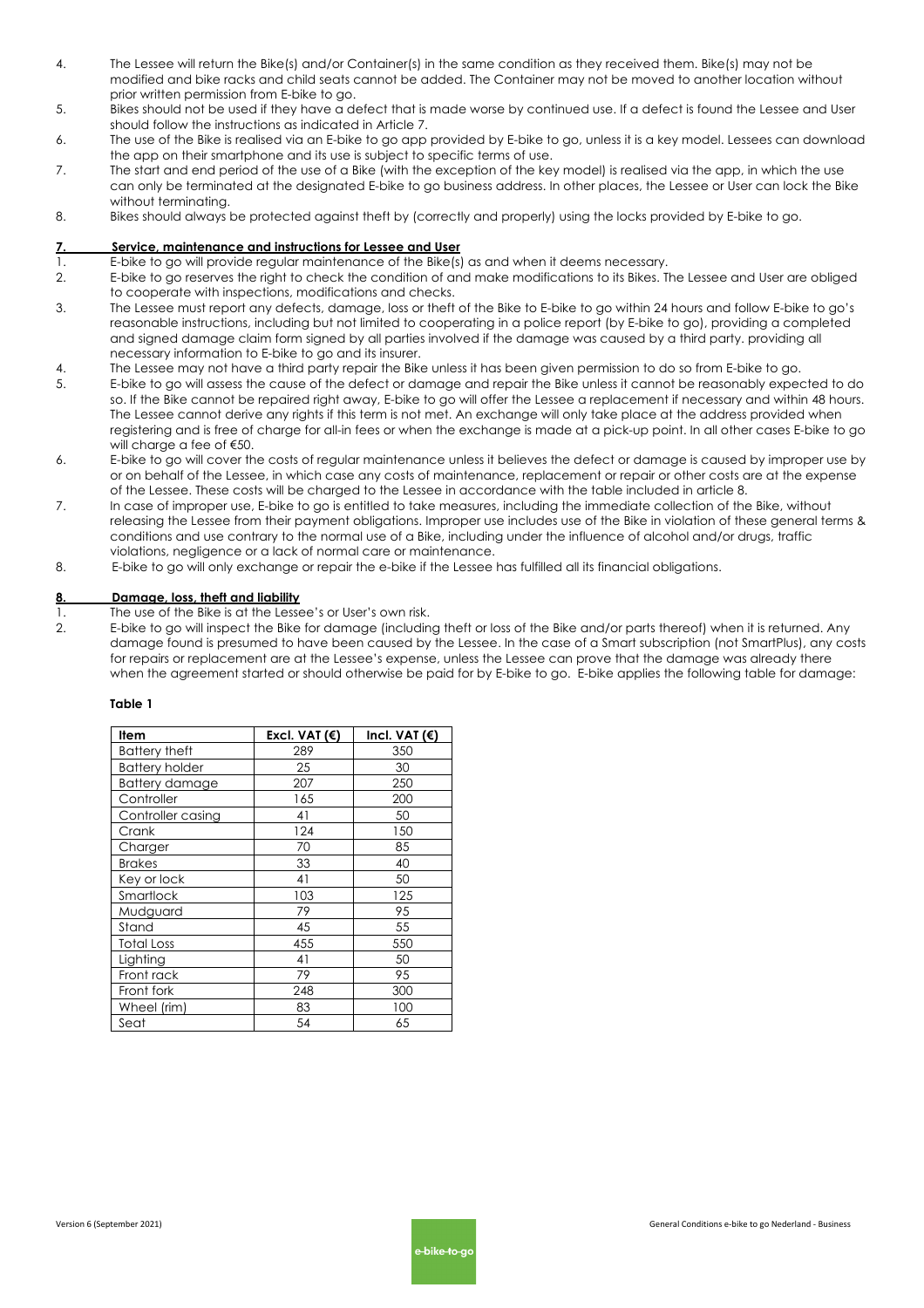4. The Lessee will return the Bike(s) and/or Container(s) in the same condition as they received them. Bike(s) may not be modified and bike racks and child seats cannot be added. The Container may not be moved to another location without prior written permission from E-bike to go.
5. Bikes should not be used if they have a defect that is made worse by continued use. If a defect is found the Lessee and User should follow the instructions as indicated in Article 7.
6. The use of the Bike is realised via an E-bike to go app provided by E-bike to go, unless it is a key model. Lessees can download the app on their smartphone and its use is subject to specific terms of use.
7. The start and end period of the use of a Bike (with the exception of the key model) is realised via the app, in which the use can only be terminated at the designated E-bike to go business address. In other places, the Lessee or User can lock the Bike without terminating.
8. Bikes should always be protected against theft by (correctly and properly) using the locks provided by E-bike to go.

## 7. Service, maintenance and instructions for Lessee and User

1. E-bike to go will provide regular maintenance of the Bike(s) as and when it deems necessary.
2. E-bike to go reserves the right to check the condition of and make modifications to its Bikes. The Lessee and User are obliged to cooperate with inspections, modifications and checks.
3. The Lessee must report any defects, damage, loss or theft of the Bike to E-bike to go within 24 hours and follow E-bike to go's reasonable instructions, including but not limited to cooperating in a police report (by E-bike to go), providing a completed and signed damage claim form signed by all parties involved if the damage was caused by a third party. providing all necessary information to E-bike to go and its insurer.
4. The Lessee may not have a third party repair the Bike unless it has been given permission to do so from E-bike to go.
5. E-bike to go will assess the cause of the defect or damage and repair the Bike unless it cannot be reasonably expected to do so. If the Bike cannot be repaired right away, E-bike to go will offer the Lessee a replacement if necessary and within 48 hours. The Lessee cannot derive any rights if this term is not met. An exchange will only take place at the address provided when registering and is free of charge for all-in fees or when the exchange is made at a pick-up point. In all other cases E-bike to go will charge a fee of €50.
6. E-bike to go will cover the costs of regular maintenance unless it believes the defect or damage is caused by improper use by or on behalf of the Lessee, in which case any costs of maintenance, replacement or repair or other costs are at the expense of the Lessee. These costs will be charged to the Lessee in accordance with the table included in article 8.
7. In case of improper use, E-bike to go is entitled to take measures, including the immediate collection of the Bike, without releasing the Lessee from their payment obligations. Improper use includes use of the Bike in violation of these general terms & conditions and use contrary to the normal use of a Bike, including under the influence of alcohol and/or drugs, traffic violations, negligence or a lack of normal care or maintenance.
8. E-bike to go will only exchange or repair the e-bike if the Lessee has fulfilled all its financial obligations.

## 8. Damage, loss, theft and liability

1. The use of the Bike is at the Lessee's or User's own risk.
2. E-bike to go will inspect the Bike for damage (including theft or loss of the Bike and/or parts thereof) when it is returned. Any damage found is presumed to have been caused by the Lessee. In the case of a Smart subscription (not SmartPlus), any costs for repairs or replacement are at the Lessee's expense, unless the Lessee can prove that the damage was already there when the agreement started or should otherwise be paid for by E-bike to go. E-bike applies the following table for damage:

**Table 1**

| Item | Excl. VAT (€) | Incl. VAT (€) |
|---|---|---|
| Battery theft | 289 | 350 |
| Battery holder | 25 | 30 |
| Battery damage | 207 | 250 |
| Controller | 165 | 200 |
| Controller casing | 41 | 50 |
| Crank | 124 | 150 |
| Charger | 70 | 85 |
| Brakes | 33 | 40 |
| Key or lock | 41 | 50 |
| Smartlock | 103 | 125 |
| Mudguard | 79 | 95 |
| Stand | 45 | 55 |
| Total Loss | 455 | 550 |
| Lighting | 41 | 50 |
| Front rack | 79 | 95 |
| Front fork | 248 | 300 |
| Wheel (rim) | 83 | 100 |
| Seat | 54 | 65 |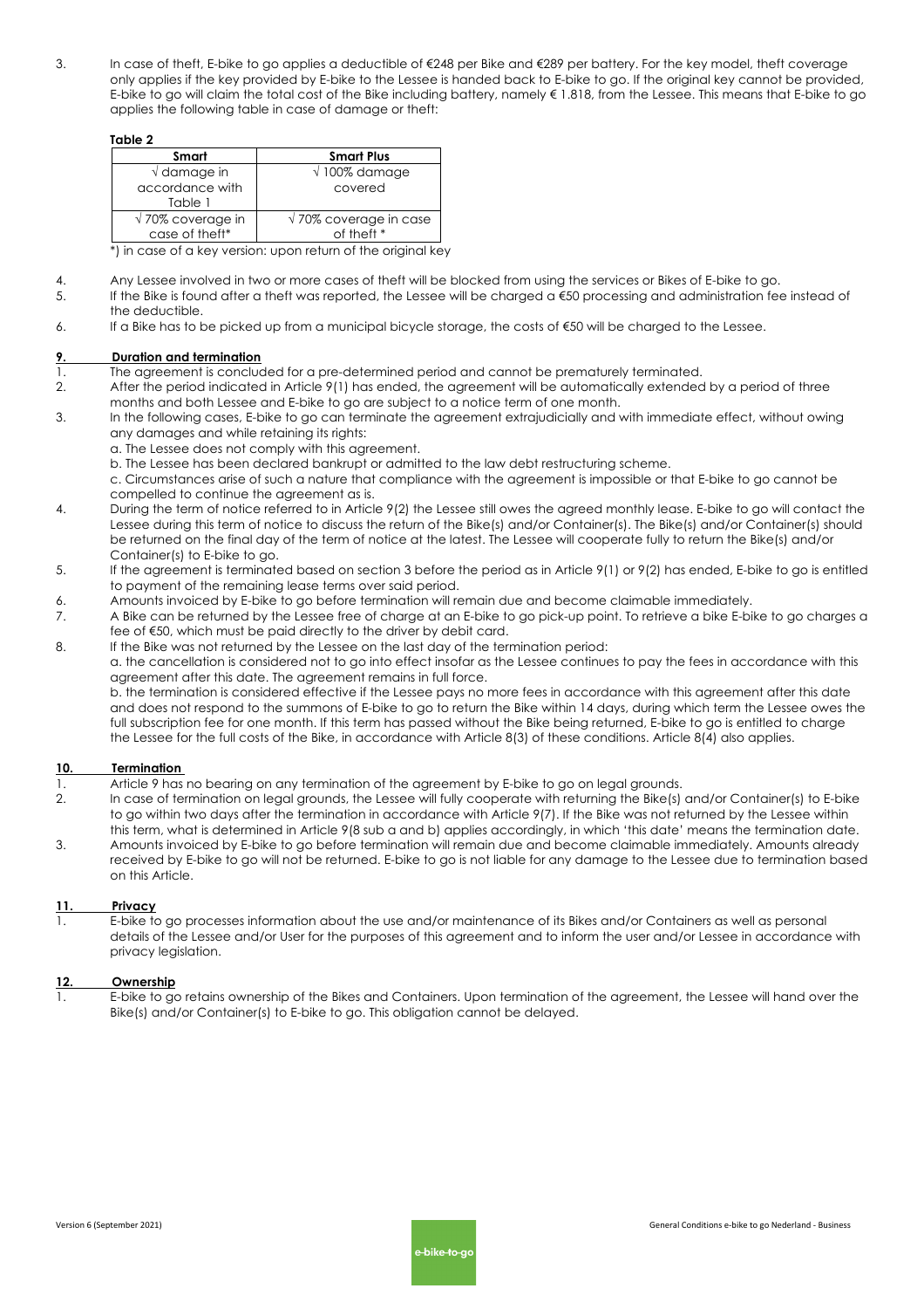3. In case of theft, E-bike to go applies a deductible of €248 per Bike and €289 per battery. For the key model, theft coverage only applies if the key provided by E-bike to go to the Lessee is handed back to E-bike to go. If the original key cannot be provided, E-bike to go will claim the total cost of the Bike including battery, namely € 1.818, from the Lessee. This means that E-bike to go applies the following table in case of damage or theft:

**Table 2**

| Smart | Smart Plus |
|---|---|
| √ damage in accordance with Table 1 | √ 100% damage covered |
| √ 70% coverage in case of theft* | √ 70% coverage in case of theft * |

*) in case of a key version: upon return of the original key

4. Any Lessee involved in two or more cases of theft will be blocked from using the services or Bikes of E-bike to go.
5. If the Bike is found after a theft was reported, the Lessee will be charged a €50 processing and administration fee instead of the deductible.
6. If a Bike has to be picked up from a municipal bicycle storage, the costs of €50 will be charged to the Lessee.

## 9. Duration and termination

1. The agreement is concluded for a pre-determined period and cannot be prematurely terminated.
2. After the period indicated in Article 9(1) has ended, the agreement will be automatically extended by a period of three months and both Lessee and E-bike to go are subject to a notice term of one month.
3. In the following cases, E-bike to go can terminate the agreement extrajudicially and with immediate effect, without owing any damages and while retaining its rights:
   a. The Lessee does not comply with this agreement.
   b. The Lessee has been declared bankrupt or admitted to the law debt restructuring scheme.
   c. Circumstances arise of such a nature that compliance with the agreement is impossible or that E-bike to go cannot be compelled to continue the agreement as is.
4. During the term of notice referred to in Article 9(2) the Lessee still owes the agreed monthly lease. E-bike to go will contact the Lessee during this term of notice to discuss the return of the Bike(s) and/or Container(s). The Bike(s) and/or Container(s) should be returned on the final day of the term of notice at the latest. The Lessee will cooperate fully to return the Bike(s) and/or Container(s) to E-bike to go.
5. If the agreement is terminated based on section 3 before the period as in Article 9(1) or 9(2) has ended, E-bike to go is entitled to payment of the remaining lease terms over said period.
6. Amounts invoiced by E-bike to go before termination will remain due and become claimable immediately.
7. A Bike can be returned by the Lessee free of charge at an E-bike to go pick-up point. To retrieve a bike E-bike to go charges a fee of €50, which must be paid directly to the driver by debit card.
8. If the Bike was not returned by the Lessee on the last day of the termination period:
   a. the cancellation is considered not to go into effect insofar as the Lessee continues to pay the fees in accordance with this agreement after this date. The agreement remains in full force.
   b. the termination is considered effective if the Lessee pays no more fees in accordance with this agreement after this date and does not respond to the summons of E-bike to go to return the Bike within 14 days, during which term the Lessee owes the full subscription fee for one month. If this term has passed without the Bike being returned, E-bike to go is entitled to charge the Lessee for the full costs of the Bike, in accordance with Article 8(3) of these conditions. Article 8(4) also applies.

## 10. Termination

1. Article 9 has no bearing on any termination of the agreement by E-bike to go on legal grounds.
2. In case of termination on legal grounds, the Lessee will fully cooperate with returning the Bike(s) and/or Container(s) to E-bike to go within two days after the termination in accordance with Article 9(7). If the Bike was not returned by the Lessee within this term, what is determined in Article 9(8 sub a and b) applies accordingly, in which 'this date' means the termination date.
3. Amounts invoiced by E-bike to go before termination will remain due and become claimable immediately. Amounts already received by E-bike to go will not be returned. E-bike to go is not liable for any damage to the Lessee due to termination based on this Article.

## 11. Privacy

1. E-bike to go processes information about the use and/or maintenance of its Bikes and/or Containers as well as personal details of the Lessee and/or User for the purposes of this agreement and to inform the user and/or Lessee in accordance with privacy legislation.

## 12. Ownership

1. E-bike to go retains ownership of the Bikes and Containers. Upon termination of the agreement, the Lessee will hand over the Bike(s) and/or Container(s) to E-bike to go. This obligation cannot be delayed.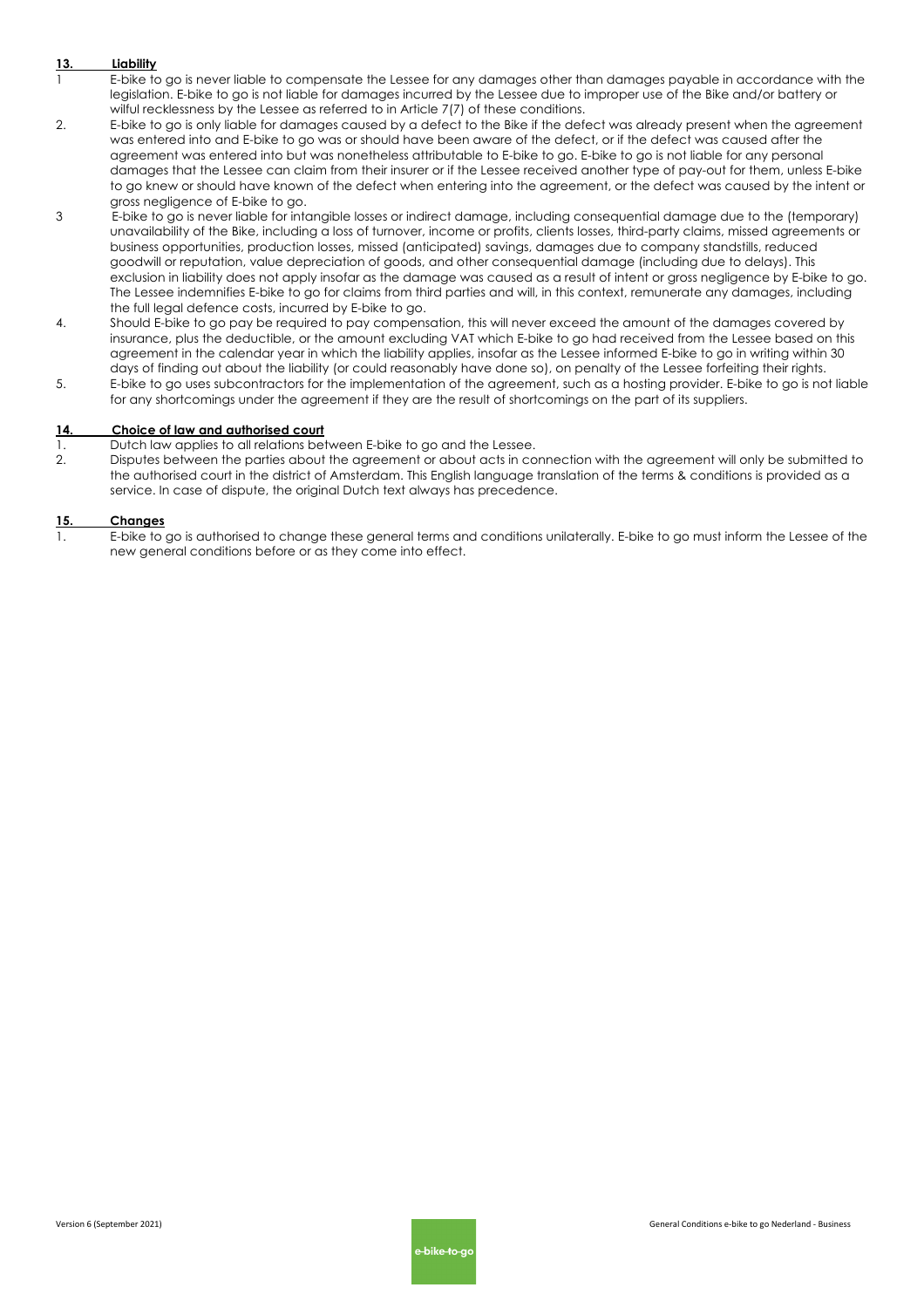## 13. Liability

1. E-bike to go is never liable to compensate the Lessee for any damages other than damages payable in accordance with the legislation. E-bike to go is not liable for damages incurred by the Lessee due to improper use of the Bike and/or battery or wilful recklessness by the Lessee as referred to in Article 7(7) of these conditions.
2. E-bike to go is only liable for damages caused by a defect to the Bike if the defect was already present when the agreement was entered into and E-bike to go was or should have been aware of the defect, or if the defect was caused after the agreement was entered into but was nonetheless attributable to E-bike to go. E-bike to go is not liable for any personal damages that the Lessee can claim from their insurer or if the Lessee received another type of pay-out for them, unless E-bike to go knew or should have known of the defect when entering into the agreement, or the defect was caused by the intent or gross negligence of E-bike to go.
3. E-bike to go is never liable for intangible losses or indirect damage, including consequential damage due to the (temporary) unavailability of the Bike, including a loss of turnover, income or profits, clients losses, third-party claims, missed agreements or business opportunities, production losses, missed (anticipated) savings, damages due to company standstills, reduced goodwill or reputation, value depreciation of goods, and other consequential damage (including due to delays). This exclusion in liability does not apply insofar as the damage was caused as a result of intent or gross negligence by E-bike to go. The Lessee indemnifies E-bike to go for claims from third parties and will, in this context, remunerate any damages, including the full legal defence costs, incurred by E-bike to go.
4. Should E-bike to go pay be required to pay compensation, this will never exceed the amount of the damages covered by insurance, plus the deductible, or the amount excluding VAT which E-bike to go had received from the Lessee based on this agreement in the calendar year in which the liability applies, insofar as the Lessee informed E-bike to go in writing within 30 days of finding out about the liability (or could reasonably have done so), on penalty of the Lessee forfeiting their rights.
5. E-bike to go uses subcontractors for the implementation of the agreement, such as a hosting provider. E-bike to go is not liable for any shortcomings under the agreement if they are the result of shortcomings on the part of its suppliers.

## 14. Choice of law and authorised court

1. Dutch law applies to all relations between E-bike to go and the Lessee.
2. Disputes between the parties about the agreement or about acts in connection with the agreement will only be submitted to the authorised court in the district of Amsterdam. This English language translation of the terms & conditions is provided as a service. In case of dispute, the original Dutch text always has precedence.

## 15. Changes

1. E-bike to go is authorised to change these general terms and conditions unilaterally. E-bike to go must inform the Lessee of the new general conditions before or as they come into effect.